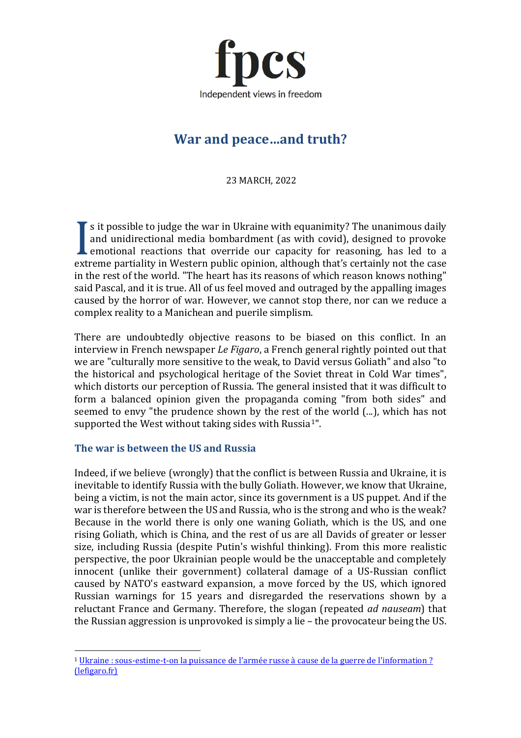fpcs

Independent views in freedom

# War and peace...and truth?

23 MARCH, 2022

Is it possible to judge the war in Ukraine with equanimity? The unanimous daily and unidirectional media bombardment (as with covid), designed to provoke emotional reactions that override our capacity for reasoning, has led to a extreme partiality in Western public opinion, although that's certainly not the case in the rest of the world. "The heart has its reasons of which reason knows nothing" said Pascal, and it is true. All of us feel moved and outraged by the appalling images caused by the horror of war. However, we cannot stop there, nor can we reduce a complex reality to a Manichean and puerile simplism.

There are undoubtedly objective reasons to be biased on this conflict. In an interview in French newspaper *Le Figaro*, a French general rightly pointed out that we are "culturally more sensitive to the weak, to David versus Goliath" and also "to the historical and psychological heritage of the Soviet threat in Cold War times", which distorts our perception of Russia. The general insisted that it was difficult to form a balanced opinion given the propaganda coming "from both sides" and seemed to envy "the prudence shown by the rest of the world (...), which has not supported the West without taking sides with Russia[1]".

## The war is between the US and Russia

Indeed, if we believe (wrongly) that the conflict is between Russia and Ukraine, it is inevitable to identify Russia with the bully Goliath. However, we know that Ukraine, being a victim, is not the main actor, since its government is a US puppet. And if the war is therefore between the US and Russia, who is the strong and who is the weak? Because in the world there is only one waning Goliath, which is the US, and one rising Goliath, which is China, and the rest of us are all Davids of greater or lesser size, including Russia (despite Putin's wishful thinking). From this more realistic perspective, the poor Ukrainian people would be the unacceptable and completely innocent (unlike their government) collateral damage of a US-Russian conflict caused by NATO's eastward expansion, a move forced by the US, which ignored Russian warnings for 15 years and disregarded the reservations shown by a reluctant France and Germany. Therefore, the slogan (repeated *ad nauseam*) that the Russian aggression is unprovoked is simply a lie – the provocateur being the US.

---

[1] [Ukraine : sous-estime-t-on la puissance de l'armée russe à cause de la guerre de l'information ? (lefigaro.fr)]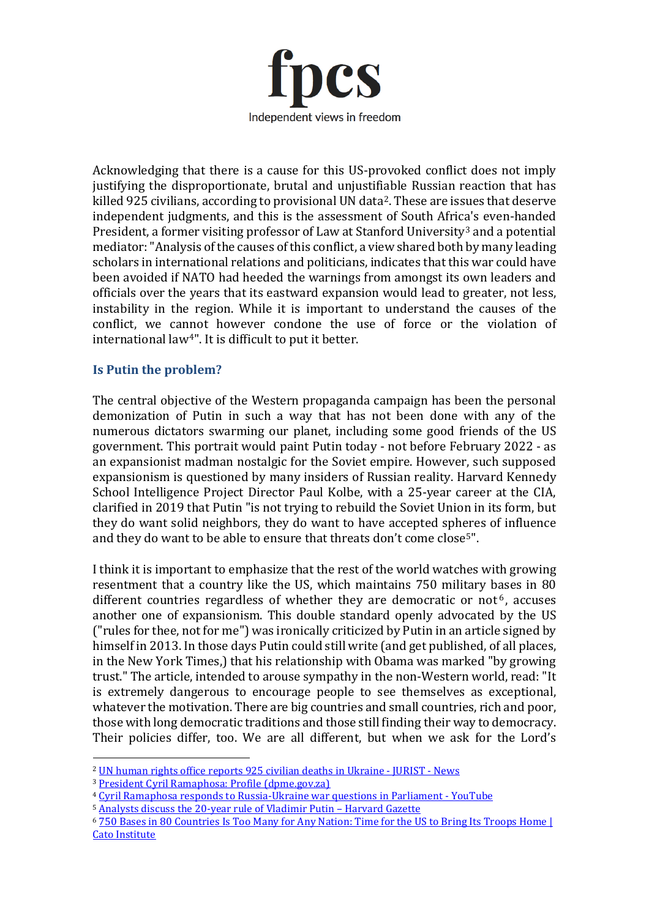Acknowledging that there is a cause for this US-provoked conflict does not imply justifying the disproportionate, brutal and unjustifiable Russian reaction that has killed 925 civilians, according to provisional UN data[2]. These are issues that deserve independent judgments, and this is the assessment of South Africa's even-handed President, a former visiting professor of Law at Stanford University[3] and a potential mediator: "Analysis of the causes of this conflict, a view shared both by many leading scholars in international relations and politicians, indicates that this war could have been avoided if NATO had heeded the warnings from amongst its own leaders and officials over the years that its eastward expansion would lead to greater, not less, instability in the region. While it is important to understand the causes of the conflict, we cannot however condone the use of force or the violation of international law[4]". It is difficult to put it better.

### Is Putin the problem?

The central objective of the Western propaganda campaign has been the personal demonization of Putin in such a way that has not been done with any of the numerous dictators swarming our planet, including some good friends of the US government. This portrait would paint Putin today - not before February 2022 - as an expansionist madman nostalgic for the Soviet empire. However, such supposed expansionism is questioned by many insiders of Russian reality. Harvard Kennedy School Intelligence Project Director Paul Kolbe, with a 25-year career at the CIA, clarified in 2019 that Putin "is not trying to rebuild the Soviet Union in its form, but they do want solid neighbors, they do want to have accepted spheres of influence and they do want to be able to ensure that threats don't come close[5]".

I think it is important to emphasize that the rest of the world watches with growing resentment that a country like the US, which maintains 750 military bases in 80 different countries regardless of whether they are democratic or not[6], accuses another one of expansionism. This double standard openly advocated by the US ("rules for thee, not for me") was ironically criticized by Putin in an article signed by himself in 2013. In those days Putin could still write (and get published, of all places, in the New York Times,) that his relationship with Obama was marked "by growing trust." The article, intended to arouse sympathy in the non-Western world, read: "It is extremely dangerous to encourage people to see themselves as exceptional, whatever the motivation. There are big countries and small countries, rich and poor, those with long democratic traditions and those still finding their way to democracy. Their policies differ, too. We are all different, but when we ask for the Lord's

---

[2] UN human rights office reports 925 civilian deaths in Ukraine - JURIST - News

[3] President Cyril Ramaphosa: Profile (dpme.gov.za)

[4] Cyril Ramaphosa responds to Russia-Ukraine war questions in Parliament - YouTube

[5] Analysts discuss the 20-year rule of Vladimir Putin – Harvard Gazette

[6] 750 Bases in 80 Countries Is Too Many for Any Nation: Time for the US to Bring Its Troops Home | Cato Institute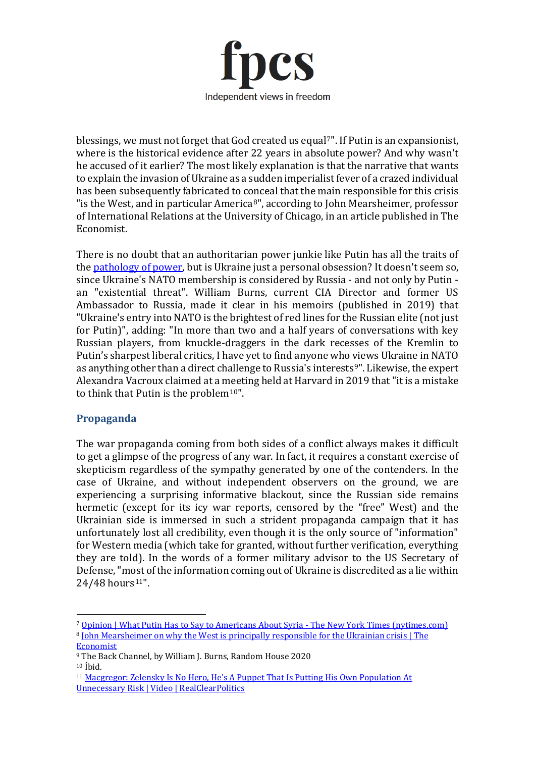blessings, we must not forget that God created us equal[7]". If Putin is an expansionist, where is the historical evidence after 22 years in absolute power? And why wasn't he accused of it earlier? The most likely explanation is that the narrative that wants to explain the invasion of Ukraine as a sudden imperialist fever of a crazed individual has been subsequently fabricated to conceal that the main responsible for this crisis "is the West, and in particular America[8]", according to John Mearsheimer, professor of International Relations at the University of Chicago, in an article published in The Economist.

There is no doubt that an authoritarian power junkie like Putin has all the traits of the [pathology of power](), but is Ukraine just a personal obsession? It doesn't seem so, since Ukraine's NATO membership is considered by Russia - and not only by Putin - an "existential threat". William Burns, current CIA Director and former US Ambassador to Russia, made it clear in his memoirs (published in 2019) that "Ukraine's entry into NATO is the brightest of red lines for the Russian elite (not just for Putin)", adding: "In more than two and a half years of conversations with key Russian players, from knuckle-draggers in the dark recesses of the Kremlin to Putin's sharpest liberal critics, I have yet to find anyone who views Ukraine in NATO as anything other than a direct challenge to Russia's interests[9]". Likewise, the expert Alexandra Vacroux claimed at a meeting held at Harvard in 2019 that "it is a mistake to think that Putin is the problem[10]".

## Propaganda

The war propaganda coming from both sides of a conflict always makes it difficult to get a glimpse of the progress of any war. In fact, it requires a constant exercise of skepticism regardless of the sympathy generated by one of the contenders. In the case of Ukraine, and without independent observers on the ground, we are experiencing a surprising informative blackout, since the Russian side remains hermetic (except for its icy war reports, censored by the "free" West) and the Ukrainian side is immersed in such a strident propaganda campaign that it has unfortunately lost all credibility, even though it is the only source of "information" for Western media (which take for granted, without further verification, everything they are told). In the words of a former military advisor to the US Secretary of Defense, "most of the information coming out of Ukraine is discredited as a lie within 24/48 hours[11]".

---

[7] Opinion | What Putin Has to Say to Americans About Syria - The New York Times (nytimes.com)

[8] John Mearsheimer on why the West is principally responsible for the Ukrainian crisis | The Economist

[9] The Back Channel, by William J. Burns, Random House 2020

[10] Íbid.

[11] Macgregor: Zelensky Is No Hero, He's A Puppet That Is Putting His Own Population At Unnecessary Risk | Video | RealClearPolitics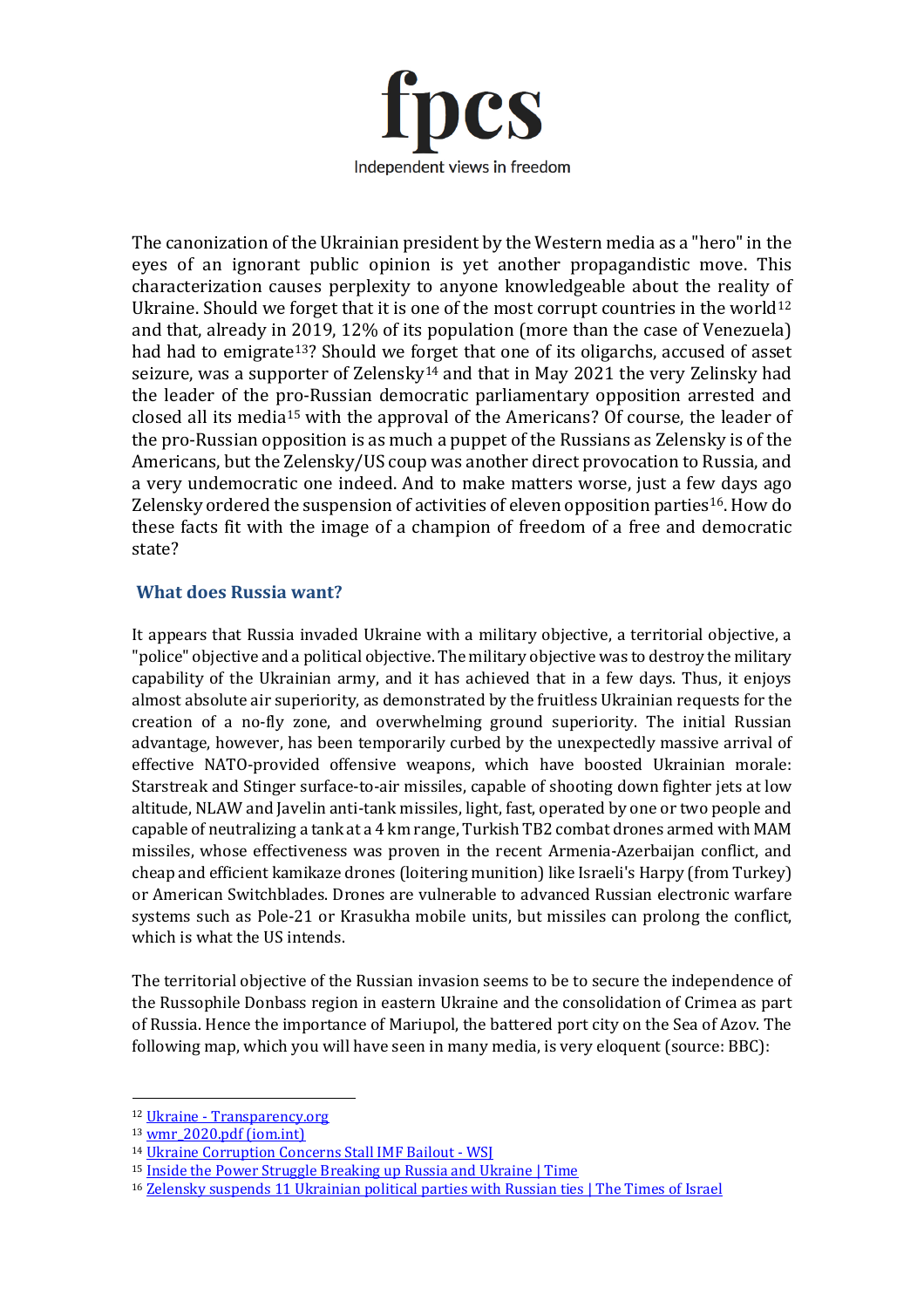The canonization of the Ukrainian president by the Western media as a "hero" in the eyes of an ignorant public opinion is yet another propagandistic move. This characterization causes perplexity to anyone knowledgeable about the reality of Ukraine. Should we forget that it is one of the most corrupt countries in the world[12] and that, already in 2019, 12% of its population (more than the case of Venezuela) had had to emigrate[13]? Should we forget that one of its oligarchs, accused of asset seizure, was a supporter of Zelensky[14] and that in May 2021 the very Zelinsky had the leader of the pro-Russian democratic parliamentary opposition arrested and closed all its media[15] with the approval of the Americans? Of course, the leader of the pro-Russian opposition is as much a puppet of the Russians as Zelensky is of the Americans, but the Zelensky/US coup was another direct provocation to Russia, and a very undemocratic one indeed. And to make matters worse, just a few days ago Zelensky ordered the suspension of activities of eleven opposition parties[16]. How do these facts fit with the image of a champion of freedom of a free and democratic state?

## What does Russia want?

It appears that Russia invaded Ukraine with a military objective, a territorial objective, a "police" objective and a political objective. The military objective was to destroy the military capability of the Ukrainian army, and it has achieved that in a few days. Thus, it enjoys almost absolute air superiority, as demonstrated by the fruitless Ukrainian requests for the creation of a no-fly zone, and overwhelming ground superiority. The initial Russian advantage, however, has been temporarily curbed by the unexpectedly massive arrival of effective NATO-provided offensive weapons, which have boosted Ukrainian morale: Starstreak and Stinger surface-to-air missiles, capable of shooting down fighter jets at low altitude, NLAW and Javelin anti-tank missiles, light, fast, operated by one or two people and capable of neutralizing a tank at a 4 km range, Turkish TB2 combat drones armed with MAM missiles, whose effectiveness was proven in the recent Armenia-Azerbaijan conflict, and cheap and efficient kamikaze drones (loitering munition) like Israeli's Harpy (from Turkey) or American Switchblades. Drones are vulnerable to advanced Russian electronic warfare systems such as Pole-21 or Krasukha mobile units, but missiles can prolong the conflict, which is what the US intends.

The territorial objective of the Russian invasion seems to be to secure the independence of the Russophile Donbass region in eastern Ukraine and the consolidation of Crimea as part of Russia. Hence the importance of Mariupol, the battered port city on the Sea of Azov. The following map, which you will have seen in many media, is very eloquent (source: BBC):

---

[12] Ukraine - Transparency.org
[13] wmr_2020.pdf (iom.int)
[14] Ukraine Corruption Concerns Stall IMF Bailout - WSJ
[15] Inside the Power Struggle Breaking up Russia and Ukraine | Time
[16] Zelensky suspends 11 Ukrainian political parties with Russian ties | The Times of Israel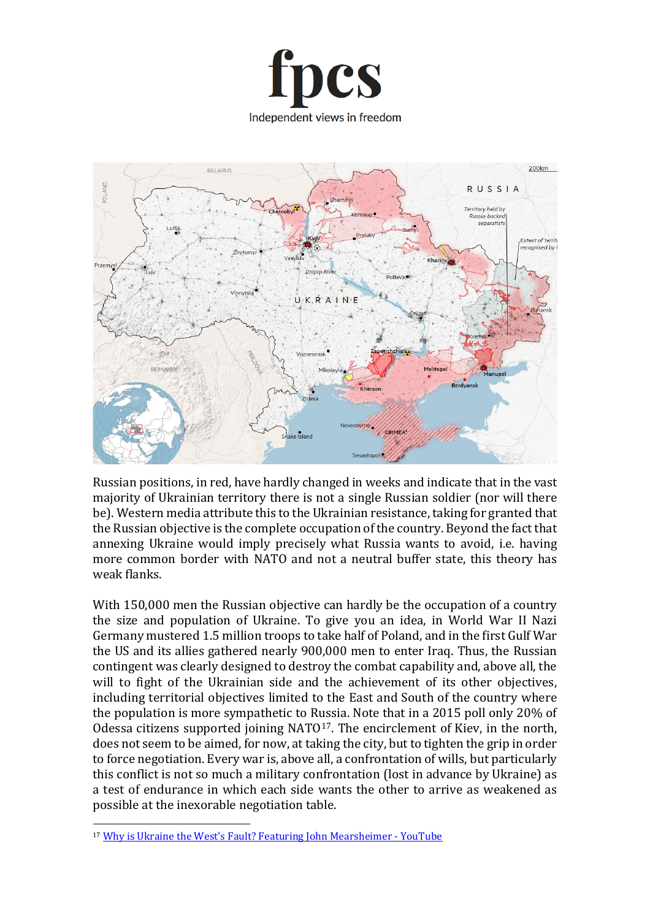Russian positions, in red, have hardly changed in weeks and indicate that in the vast majority of Ukrainian territory there is not a single Russian soldier (nor will there be). Western media attribute this to the Ukrainian resistance, taking for granted that the Russian objective is the complete occupation of the country. Beyond the fact that annexing Ukraine would imply precisely what Russia wants to avoid, i.e. having more common border with NATO and not a neutral buffer state, this theory has weak flanks.

With 150,000 men the Russian objective can hardly be the occupation of a country the size and population of Ukraine. To give you an idea, in World War II Nazi Germany mustered 1.5 million troops to take half of Poland, and in the first Gulf War the US and its allies gathered nearly 900,000 men to enter Iraq. Thus, the Russian contingent was clearly designed to destroy the combat capability and, above all, the will to fight of the Ukrainian side and the achievement of its other objectives, including territorial objectives limited to the East and South of the country where the population is more sympathetic to Russia. Note that in a 2015 poll only 20% of Odessa citizens supported joining NATO[17]. The encirclement of Kiev, in the north, does not seem to be aimed, for now, at taking the city, but to tighten the grip in order to force negotiation. Every war is, above all, a confrontation of wills, but particularly this conflict is not so much a military confrontation (lost in advance by Ukraine) as a test of endurance in which each side wants the other to arrive as weakened as possible at the inexorable negotiation table.

---

[17] Why is Ukraine the West's Fault? Featuring John Mearsheimer - YouTube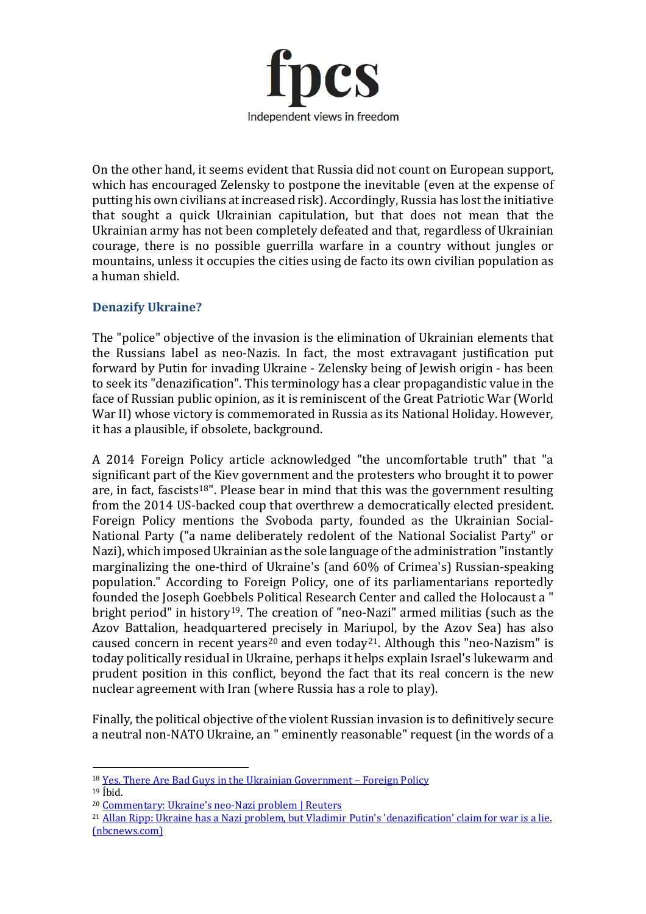On the other hand, it seems evident that Russia did not count on European support, which has encouraged Zelensky to postpone the inevitable (even at the expense of putting his own civilians at increased risk). Accordingly, Russia has lost the initiative that sought a quick Ukrainian capitulation, but that does not mean that the Ukrainian army has not been completely defeated and that, regardless of Ukrainian courage, there is no possible guerrilla warfare in a country without jungles or mountains, unless it occupies the cities using de facto its own civilian population as a human shield.

## Denazify Ukraine?

The "police" objective of the invasion is the elimination of Ukrainian elements that the Russians label as neo-Nazis. In fact, the most extravagant justification put forward by Putin for invading Ukraine - Zelensky being of Jewish origin - has been to seek its "denazification". This terminology has a clear propagandistic value in the face of Russian public opinion, as it is reminiscent of the Great Patriotic War (World War II) whose victory is commemorated in Russia as its National Holiday. However, it has a plausible, if obsolete, background.

A 2014 Foreign Policy article acknowledged "the uncomfortable truth" that "a significant part of the Kiev government and the protesters who brought it to power are, in fact, fascists[18]". Please bear in mind that this was the government resulting from the 2014 US-backed coup that overthrew a democratically elected president. Foreign Policy mentions the Svoboda party, founded as the Ukrainian Social-National Party ("a name deliberately redolent of the National Socialist Party" or Nazi), which imposed Ukrainian as the sole language of the administration "instantly marginalizing the one-third of Ukraine's (and 60% of Crimea's) Russian-speaking population." According to Foreign Policy, one of its parliamentarians reportedly founded the Joseph Goebbels Political Research Center and called the Holocaust a " bright period" in history[19]. The creation of "neo-Nazi" armed militias (such as the Azov Battalion, headquartered precisely in Mariupol, by the Azov Sea) has also caused concern in recent years[20] and even today[21]. Although this "neo-Nazism" is today politically residual in Ukraine, perhaps it helps explain Israel's lukewarm and prudent position in this conflict, beyond the fact that its real concern is the new nuclear agreement with Iran (where Russia has a role to play).

Finally, the political objective of the violent Russian invasion is to definitively secure a neutral non-NATO Ukraine, an " eminently reasonable" request (in the words of a

---

[18] Yes, There Are Bad Guys in the Ukrainian Government – Foreign Policy

[19] Íbid.

[20] Commentary: Ukraine's neo-Nazi problem | Reuters

[21] Allan Ripp: Ukraine has a Nazi problem, but Vladimir Putin's 'denazification' claim for war is a lie. (nbcnews.com)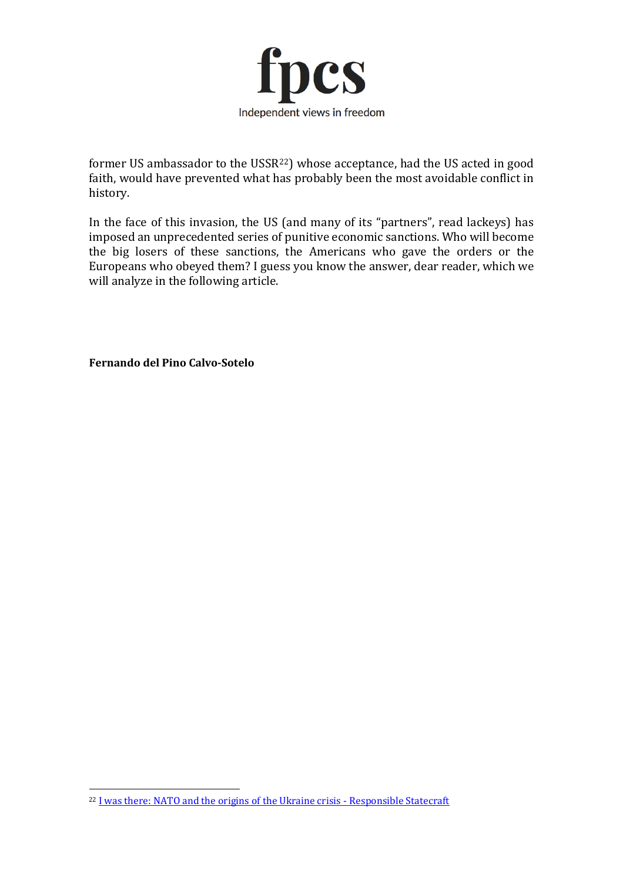former US ambassador to the USSR[22]) whose acceptance, had the US acted in good faith, would have prevented what has probably been the most avoidable conflict in history.

In the face of this invasion, the US (and many of its "partners", read lackeys) has imposed an unprecedented series of punitive economic sanctions. Who will become the big losers of these sanctions, the Americans who gave the orders or the Europeans who obeyed them? I guess you know the answer, dear reader, which we will analyze in the following article.

**Fernando del Pino Calvo-Sotelo**

---

[22] I was there: NATO and the origins of the Ukraine crisis - Responsible Statecraft